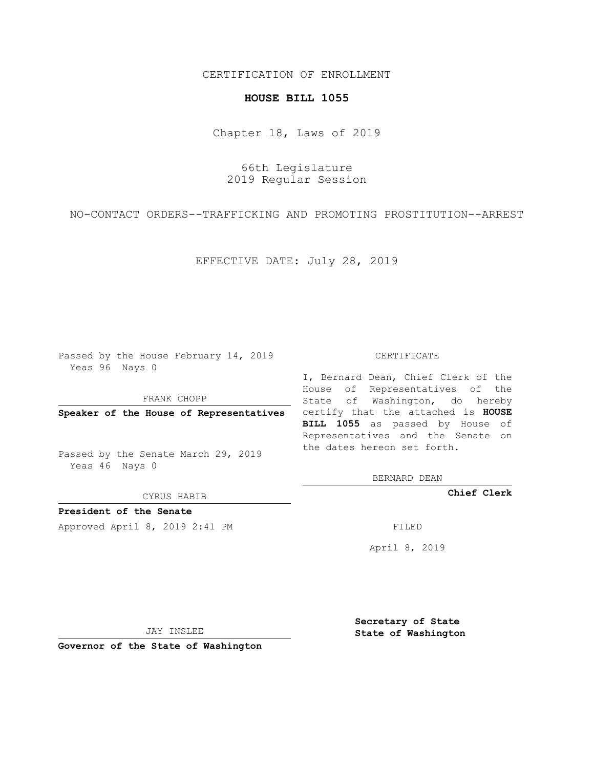CERTIFICATION OF ENROLLMENT

**HOUSE BILL 1055**

Chapter 18, Laws of 2019

66th Legislature
2019 Regular Session

NO-CONTACT ORDERS--TRAFFICKING AND PROMOTING PROSTITUTION--ARREST

EFFECTIVE DATE: July 28, 2019

Passed by the House February 14, 2019
Yeas 96 Nays 0

FRANK CHOPP

**Speaker of the House of Representatives**

Passed by the Senate March 29, 2019
Yeas 46 Nays 0

CYRUS HABIB

**President of the Senate**

Approved April 8, 2019 2:41 PM

JAY INSLEE

**Governor of the State of Washington**

CERTIFICATE

I, Bernard Dean, Chief Clerk of the House of Representatives of the State of Washington, do hereby certify that the attached is **HOUSE BILL 1055** as passed by House of Representatives and the Senate on the dates hereon set forth.

BERNARD DEAN

**Chief Clerk**

FILED

April 8, 2019

**Secretary of State**
**State of Washington**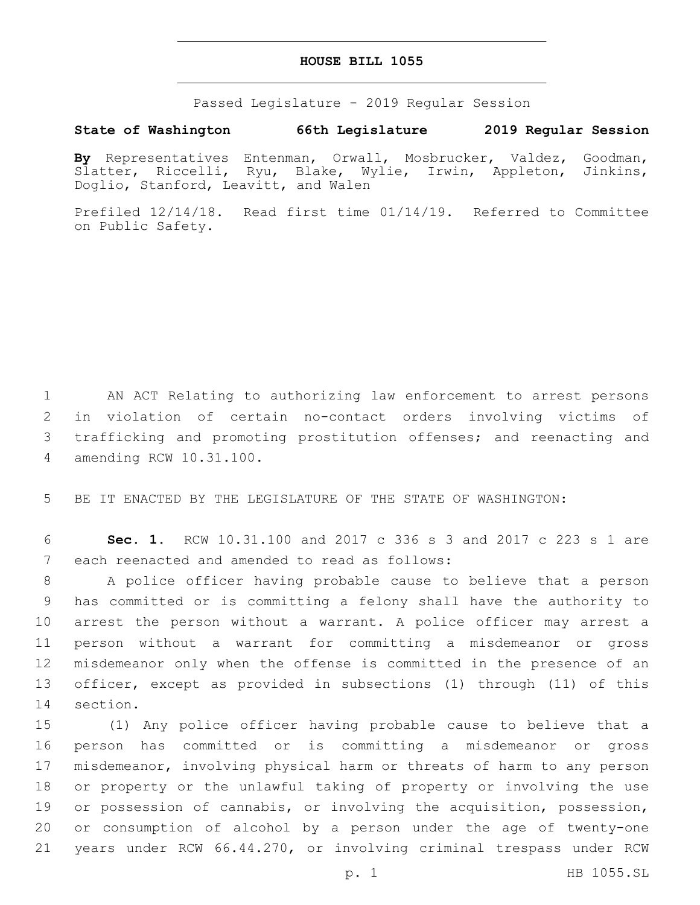**HOUSE BILL 1055**

Passed Legislature - 2019 Regular Session

**State of Washington 66th Legislature 2019 Regular Session**

**By** Representatives Entenman, Orwall, Mosbrucker, Valdez, Goodman, Slatter, Riccelli, Ryu, Blake, Wylie, Irwin, Appleton, Jinkins, Doglio, Stanford, Leavitt, and Walen

Prefiled 12/14/18. Read first time 01/14/19. Referred to Committee on Public Safety.

AN ACT Relating to authorizing law enforcement to arrest persons in violation of certain no-contact orders involving victims of trafficking and promoting prostitution offenses; and reenacting and amending RCW 10.31.100.

BE IT ENACTED BY THE LEGISLATURE OF THE STATE OF WASHINGTON:

**Sec. 1.** RCW 10.31.100 and 2017 c 336 s 3 and 2017 c 223 s 1 are each reenacted and amended to read as follows:

A police officer having probable cause to believe that a person has committed or is committing a felony shall have the authority to arrest the person without a warrant. A police officer may arrest a person without a warrant for committing a misdemeanor or gross misdemeanor only when the offense is committed in the presence of an officer, except as provided in subsections (1) through (11) of this section.

(1) Any police officer having probable cause to believe that a person has committed or is committing a misdemeanor or gross misdemeanor, involving physical harm or threats of harm to any person or property or the unlawful taking of property or involving the use or possession of cannabis, or involving the acquisition, possession, or consumption of alcohol by a person under the age of twenty-one years under RCW 66.44.270, or involving criminal trespass under RCW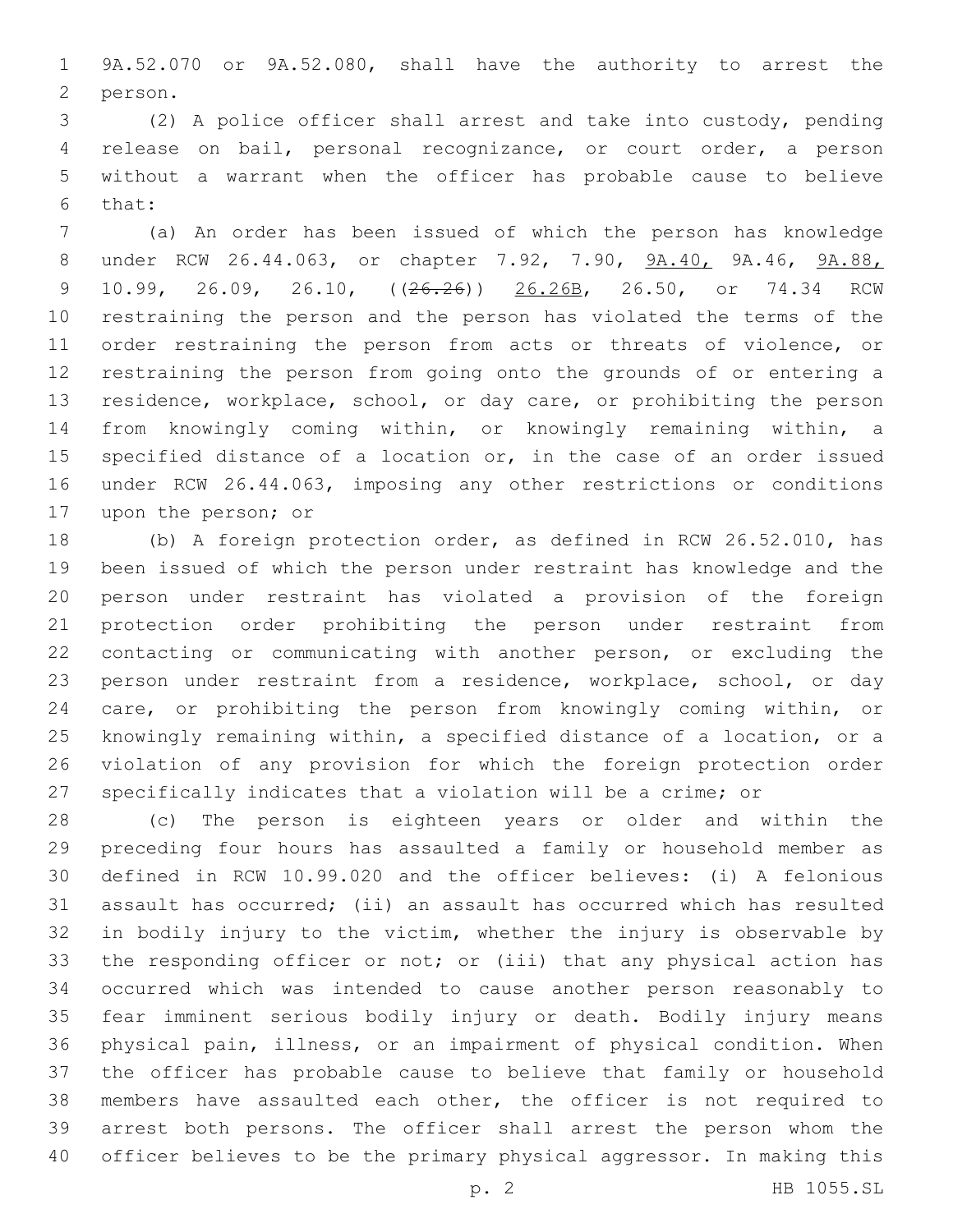9A.52.070 or 9A.52.080, shall have the authority to arrest the person.

(2) A police officer shall arrest and take into custody, pending release on bail, personal recognizance, or court order, a person without a warrant when the officer has probable cause to believe that:

(a) An order has been issued of which the person has knowledge under RCW 26.44.063, or chapter 7.92, 7.90, 9A.40, 9A.46, 9A.88, 10.99, 26.09, 26.10, ((~~26.26~~)) 26.26B, 26.50, or 74.34 RCW restraining the person and the person has violated the terms of the order restraining the person from acts or threats of violence, or restraining the person from going onto the grounds of or entering a residence, workplace, school, or day care, or prohibiting the person from knowingly coming within, or knowingly remaining within, a specified distance of a location or, in the case of an order issued under RCW 26.44.063, imposing any other restrictions or conditions upon the person; or

(b) A foreign protection order, as defined in RCW 26.52.010, has been issued of which the person under restraint has knowledge and the person under restraint has violated a provision of the foreign protection order prohibiting the person under restraint from contacting or communicating with another person, or excluding the person under restraint from a residence, workplace, school, or day care, or prohibiting the person from knowingly coming within, or knowingly remaining within, a specified distance of a location, or a violation of any provision for which the foreign protection order specifically indicates that a violation will be a crime; or

(c) The person is eighteen years or older and within the preceding four hours has assaulted a family or household member as defined in RCW 10.99.020 and the officer believes: (i) A felonious assault has occurred; (ii) an assault has occurred which has resulted in bodily injury to the victim, whether the injury is observable by the responding officer or not; or (iii) that any physical action has occurred which was intended to cause another person reasonably to fear imminent serious bodily injury or death. Bodily injury means physical pain, illness, or an impairment of physical condition. When the officer has probable cause to believe that family or household members have assaulted each other, the officer is not required to arrest both persons. The officer shall arrest the person whom the officer believes to be the primary physical aggressor. In making this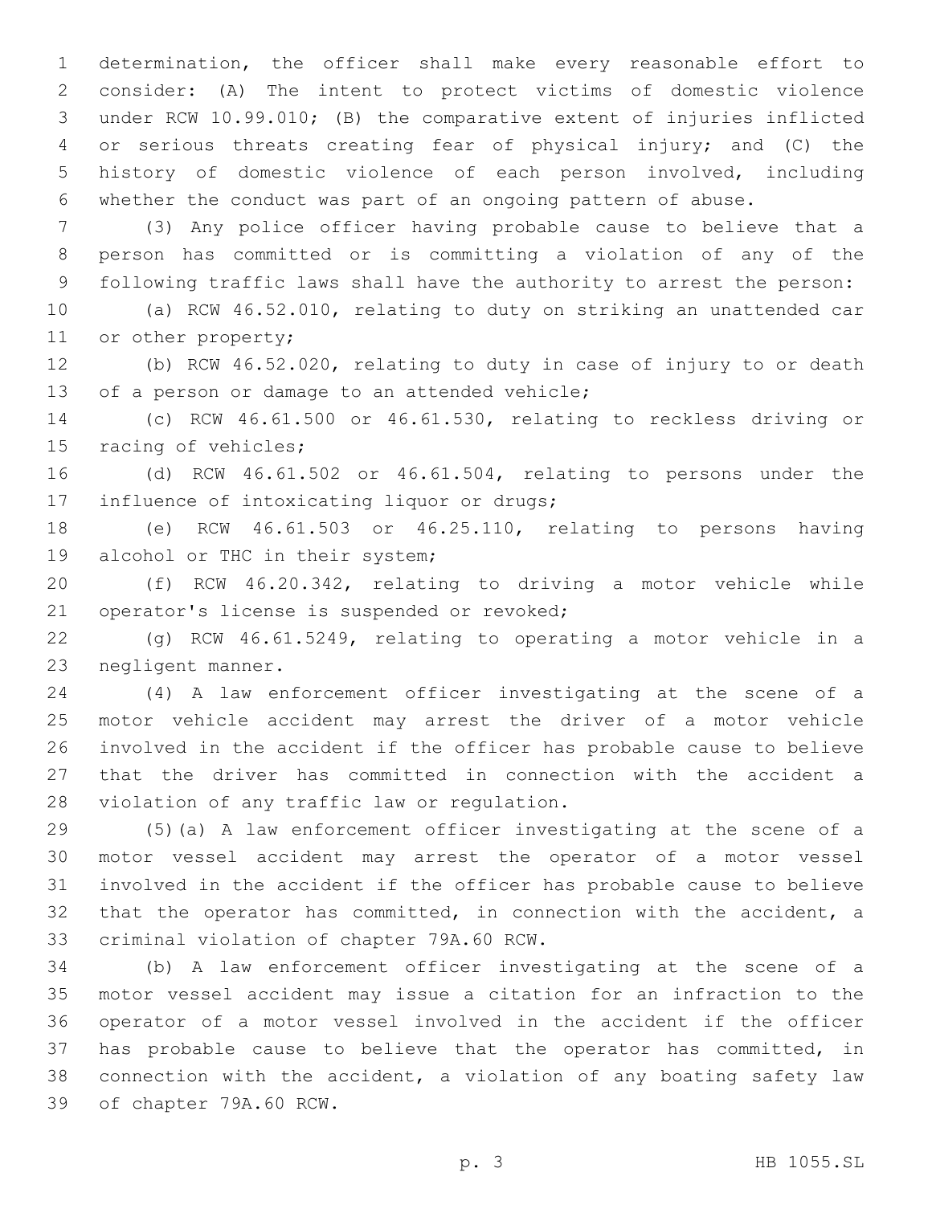determination, the officer shall make every reasonable effort to consider: (A) The intent to protect victims of domestic violence under RCW 10.99.010; (B) the comparative extent of injuries inflicted or serious threats creating fear of physical injury; and (C) the history of domestic violence of each person involved, including whether the conduct was part of an ongoing pattern of abuse.

(3) Any police officer having probable cause to believe that a person has committed or is committing a violation of any of the following traffic laws shall have the authority to arrest the person:

(a) RCW 46.52.010, relating to duty on striking an unattended car or other property;

(b) RCW 46.52.020, relating to duty in case of injury to or death of a person or damage to an attended vehicle;

(c) RCW 46.61.500 or 46.61.530, relating to reckless driving or racing of vehicles;

(d) RCW 46.61.502 or 46.61.504, relating to persons under the influence of intoxicating liquor or drugs;

(e) RCW 46.61.503 or 46.25.110, relating to persons having alcohol or THC in their system;

(f) RCW 46.20.342, relating to driving a motor vehicle while operator's license is suspended or revoked;

(g) RCW 46.61.5249, relating to operating a motor vehicle in a negligent manner.

(4) A law enforcement officer investigating at the scene of a motor vehicle accident may arrest the driver of a motor vehicle involved in the accident if the officer has probable cause to believe that the driver has committed in connection with the accident a violation of any traffic law or regulation.

(5)(a) A law enforcement officer investigating at the scene of a motor vessel accident may arrest the operator of a motor vessel involved in the accident if the officer has probable cause to believe that the operator has committed, in connection with the accident, a criminal violation of chapter 79A.60 RCW.

(b) A law enforcement officer investigating at the scene of a motor vessel accident may issue a citation for an infraction to the operator of a motor vessel involved in the accident if the officer has probable cause to believe that the operator has committed, in connection with the accident, a violation of any boating safety law of chapter 79A.60 RCW.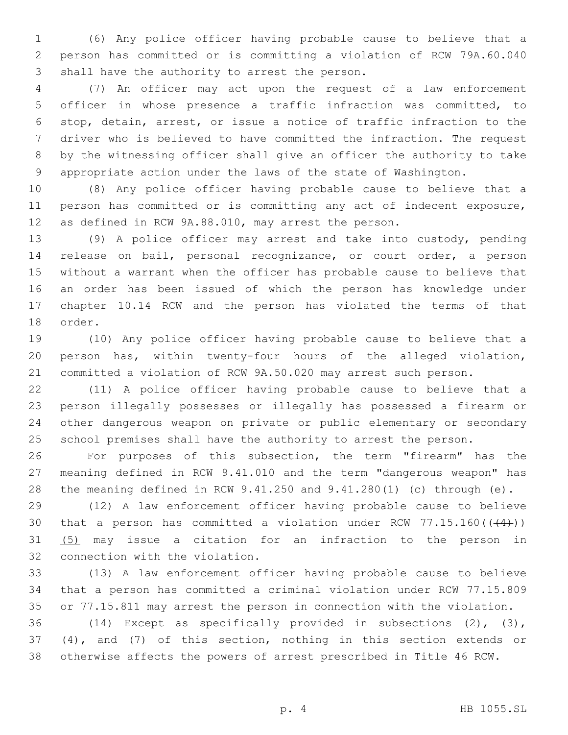(6) Any police officer having probable cause to believe that a person has committed or is committing a violation of RCW 79A.60.040 shall have the authority to arrest the person.

(7) An officer may act upon the request of a law enforcement officer in whose presence a traffic infraction was committed, to stop, detain, arrest, or issue a notice of traffic infraction to the driver who is believed to have committed the infraction. The request by the witnessing officer shall give an officer the authority to take appropriate action under the laws of the state of Washington.

(8) Any police officer having probable cause to believe that a person has committed or is committing any act of indecent exposure, as defined in RCW 9A.88.010, may arrest the person.

(9) A police officer may arrest and take into custody, pending release on bail, personal recognizance, or court order, a person without a warrant when the officer has probable cause to believe that an order has been issued of which the person has knowledge under chapter 10.14 RCW and the person has violated the terms of that order.

(10) Any police officer having probable cause to believe that a person has, within twenty-four hours of the alleged violation, committed a violation of RCW 9A.50.020 may arrest such person.

(11) A police officer having probable cause to believe that a person illegally possesses or illegally has possessed a firearm or other dangerous weapon on private or public elementary or secondary school premises shall have the authority to arrest the person.

For purposes of this subsection, the term "firearm" has the meaning defined in RCW 9.41.010 and the term "dangerous weapon" has the meaning defined in RCW 9.41.250 and 9.41.280(1) (c) through (e).

(12) A law enforcement officer having probable cause to believe that a person has committed a violation under RCW 77.15.160(( ~~(4)~~ )) <u>(5)</u> may issue a citation for an infraction to the person in connection with the violation.

(13) A law enforcement officer having probable cause to believe that a person has committed a criminal violation under RCW 77.15.809 or 77.15.811 may arrest the person in connection with the violation.

(14) Except as specifically provided in subsections (2), (3), (4), and (7) of this section, nothing in this section extends or otherwise affects the powers of arrest prescribed in Title 46 RCW.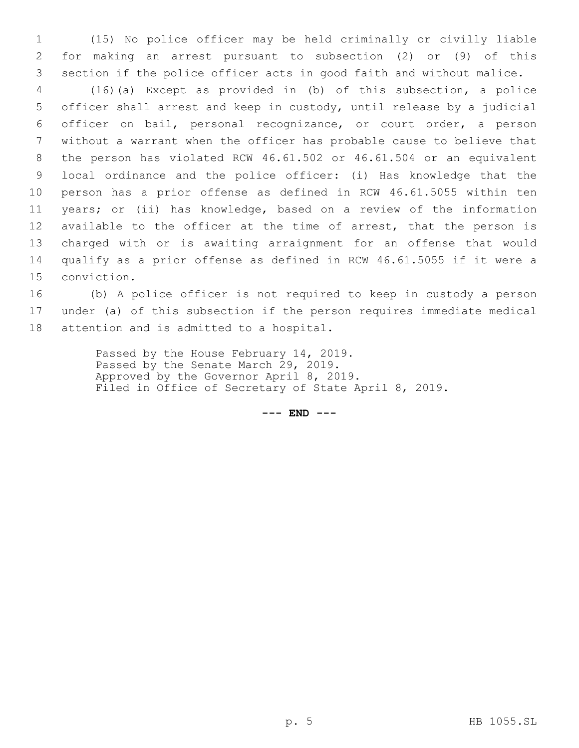(15) No police officer may be held criminally or civilly liable for making an arrest pursuant to subsection (2) or (9) of this section if the police officer acts in good faith and without malice.

(16)(a) Except as provided in (b) of this subsection, a police officer shall arrest and keep in custody, until release by a judicial officer on bail, personal recognizance, or court order, a person without a warrant when the officer has probable cause to believe that the person has violated RCW 46.61.502 or 46.61.504 or an equivalent local ordinance and the police officer: (i) Has knowledge that the person has a prior offense as defined in RCW 46.61.5055 within ten years; or (ii) has knowledge, based on a review of the information available to the officer at the time of arrest, that the person is charged with or is awaiting arraignment for an offense that would qualify as a prior offense as defined in RCW 46.61.5055 if it were a conviction.

(b) A police officer is not required to keep in custody a person under (a) of this subsection if the person requires immediate medical attention and is admitted to a hospital.

Passed by the House February 14, 2019.
Passed by the Senate March 29, 2019.
Approved by the Governor April 8, 2019.
Filed in Office of Secretary of State April 8, 2019.

**--- END ---**